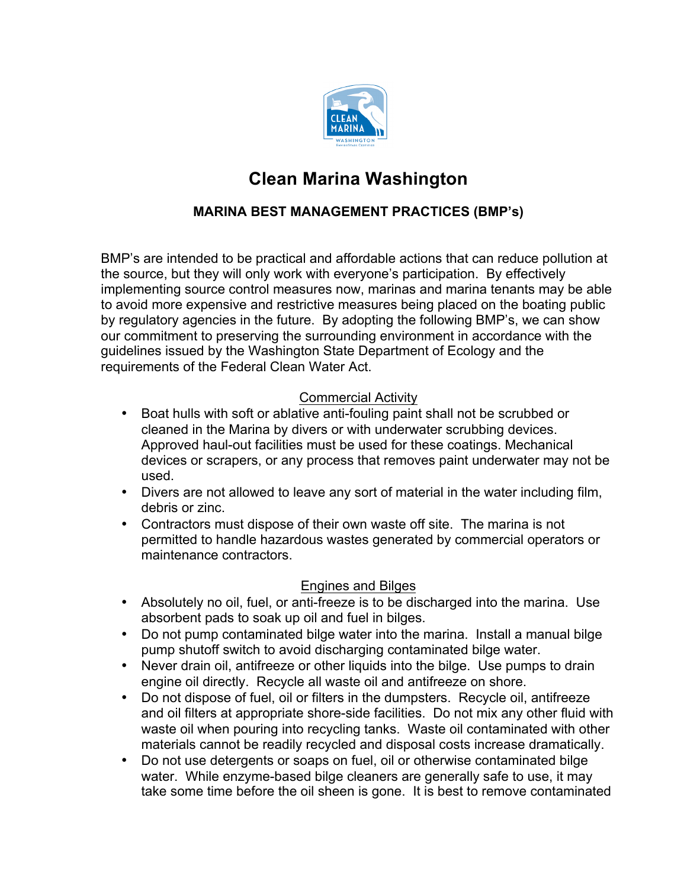# Clean Marina Washington

## MARINA BEST MANAGEMENT PRACTICES (BMP's)

BMP's are intended to be practical and affordable actions that can reduce pollution at the source, but they will only work with everyone's participation. By effectively implementing source control measures now, marinas and marina tenants may be able to avoid more expensive and restrictive measures being placed on the boating public by regulatory agencies in the future. By adopting the following BMP's, we can show our commitment to preserving the surrounding environment in accordance with the guidelines issued by the Washington State Department of Ecology and the requirements of the Federal Clean Water Act.

### Commercial Activity

- Boat hulls with soft or ablative anti-fouling paint shall not be scrubbed or cleaned in the Marina by divers or with underwater scrubbing devices. Approved haul-out facilities must be used for these coatings. Mechanical devices or scrapers, or any process that removes paint underwater may not be used.
- Divers are not allowed to leave any sort of material in the water including film, debris or zinc.
- Contractors must dispose of their own waste off site. The marina is not permitted to handle hazardous wastes generated by commercial operators or maintenance contractors.

### Engines and Bilges

- Absolutely no oil, fuel, or anti-freeze is to be discharged into the marina. Use absorbent pads to soak up oil and fuel in bilges.
- Do not pump contaminated bilge water into the marina. Install a manual bilge pump shutoff switch to avoid discharging contaminated bilge water.
- Never drain oil, antifreeze or other liquids into the bilge. Use pumps to drain engine oil directly. Recycle all waste oil and antifreeze on shore.
- Do not dispose of fuel, oil or filters in the dumpsters. Recycle oil, antifreeze and oil filters at appropriate shore-side facilities. Do not mix any other fluid with waste oil when pouring into recycling tanks. Waste oil contaminated with other materials cannot be readily recycled and disposal costs increase dramatically.
- Do not use detergents or soaps on fuel, oil or otherwise contaminated bilge water. While enzyme-based bilge cleaners are generally safe to use, it may take some time before the oil sheen is gone. It is best to remove contaminated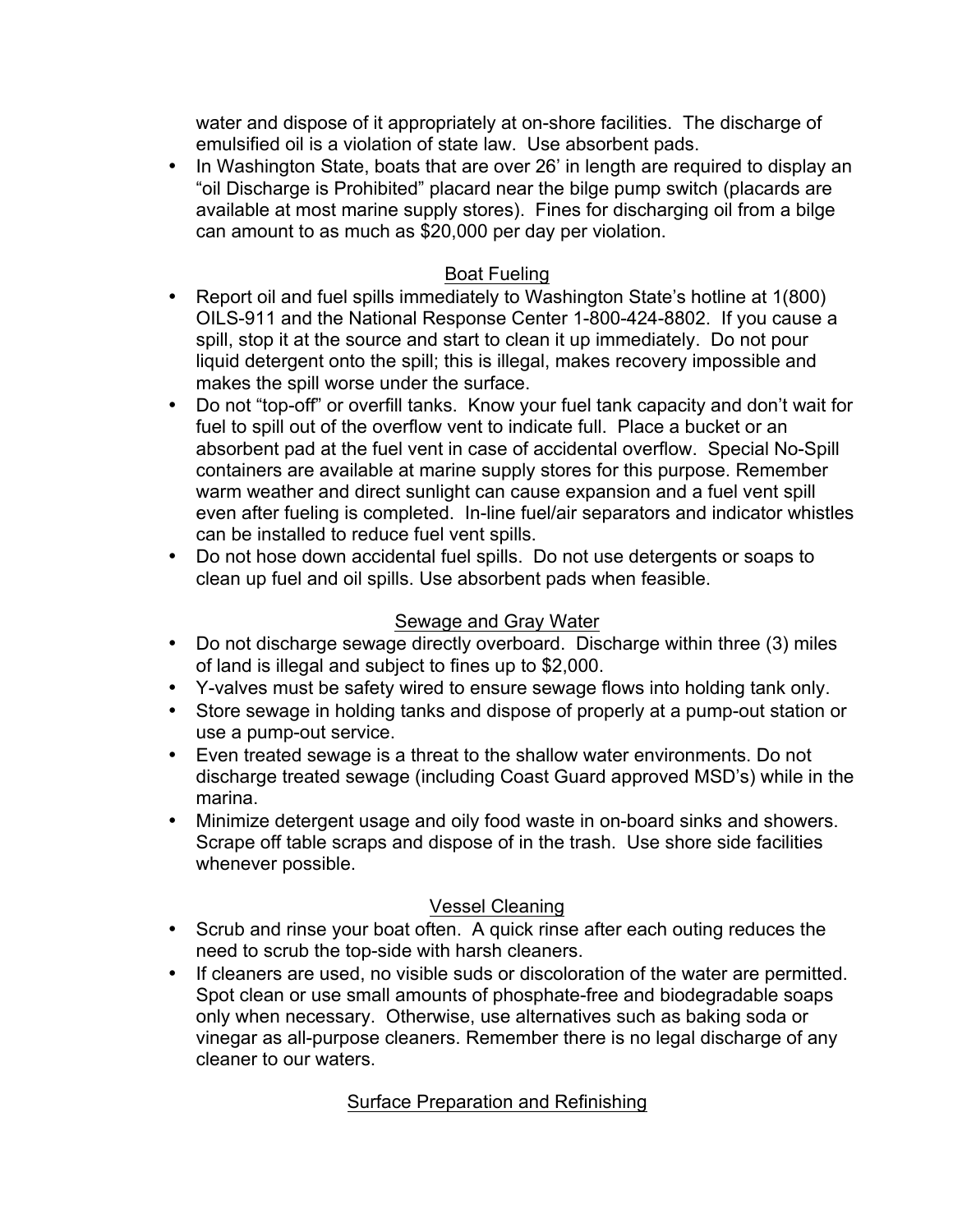water and dispose of it appropriately at on-shore facilities. The discharge of emulsified oil is a violation of state law. Use absorbent pads.

- In Washington State, boats that are over 26' in length are required to display an "oil Discharge is Prohibited" placard near the bilge pump switch (placards are available at most marine supply stores). Fines for discharging oil from a bilge can amount to as much as $20,000 per day per violation.

## Boat Fueling

- Report oil and fuel spills immediately to Washington State's hotline at 1(800) OILS-911 and the National Response Center 1-800-424-8802. If you cause a spill, stop it at the source and start to clean it up immediately. Do not pour liquid detergent onto the spill; this is illegal, makes recovery impossible and makes the spill worse under the surface.
- Do not "top-off" or overfill tanks. Know your fuel tank capacity and don't wait for fuel to spill out of the overflow vent to indicate full. Place a bucket or an absorbent pad at the fuel vent in case of accidental overflow. Special No-Spill containers are available at marine supply stores for this purpose. Remember warm weather and direct sunlight can cause expansion and a fuel vent spill even after fueling is completed. In-line fuel/air separators and indicator whistles can be installed to reduce fuel vent spills.
- Do not hose down accidental fuel spills. Do not use detergents or soaps to clean up fuel and oil spills. Use absorbent pads when feasible.

## Sewage and Gray Water

- Do not discharge sewage directly overboard. Discharge within three (3) miles of land is illegal and subject to fines up to $2,000.
- Y-valves must be safety wired to ensure sewage flows into holding tank only.
- Store sewage in holding tanks and dispose of properly at a pump-out station or use a pump-out service.
- Even treated sewage is a threat to the shallow water environments. Do not discharge treated sewage (including Coast Guard approved MSD's) while in the marina.
- Minimize detergent usage and oily food waste in on-board sinks and showers. Scrape off table scraps and dispose of in the trash. Use shore side facilities whenever possible.

## Vessel Cleaning

- Scrub and rinse your boat often. A quick rinse after each outing reduces the need to scrub the top-side with harsh cleaners.
- If cleaners are used, no visible suds or discoloration of the water are permitted. Spot clean or use small amounts of phosphate-free and biodegradable soaps only when necessary. Otherwise, use alternatives such as baking soda or vinegar as all-purpose cleaners. Remember there is no legal discharge of any cleaner to our waters.

## Surface Preparation and Refinishing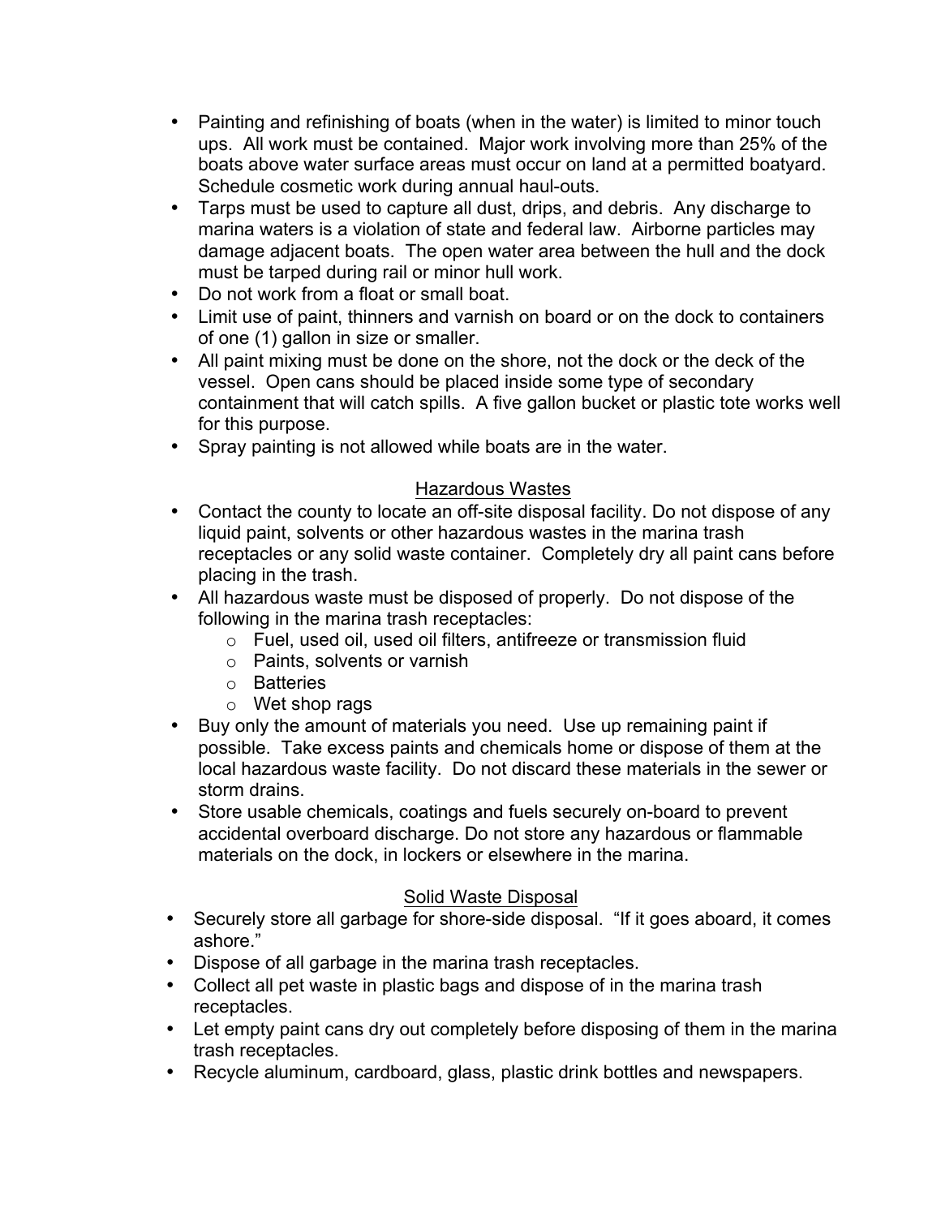- Painting and refinishing of boats (when in the water) is limited to minor touch ups. All work must be contained. Major work involving more than 25% of the boats above water surface areas must occur on land at a permitted boatyard. Schedule cosmetic work during annual haul-outs.
- Tarps must be used to capture all dust, drips, and debris. Any discharge to marina waters is a violation of state and federal law. Airborne particles may damage adjacent boats. The open water area between the hull and the dock must be tarped during rail or minor hull work.
- Do not work from a float or small boat.
- Limit use of paint, thinners and varnish on board or on the dock to containers of one (1) gallon in size or smaller.
- All paint mixing must be done on the shore, not the dock or the deck of the vessel. Open cans should be placed inside some type of secondary containment that will catch spills. A five gallon bucket or plastic tote works well for this purpose.
- Spray painting is not allowed while boats are in the water.

## Hazardous Wastes

- Contact the county to locate an off-site disposal facility. Do not dispose of any liquid paint, solvents or other hazardous wastes in the marina trash receptacles or any solid waste container. Completely dry all paint cans before placing in the trash.
- All hazardous waste must be disposed of properly. Do not dispose of the following in the marina trash receptacles:
  - Fuel, used oil, used oil filters, antifreeze or transmission fluid
  - Paints, solvents or varnish
  - Batteries
  - Wet shop rags
- Buy only the amount of materials you need. Use up remaining paint if possible. Take excess paints and chemicals home or dispose of them at the local hazardous waste facility. Do not discard these materials in the sewer or storm drains.
- Store usable chemicals, coatings and fuels securely on-board to prevent accidental overboard discharge. Do not store any hazardous or flammable materials on the dock, in lockers or elsewhere in the marina.

## Solid Waste Disposal

- Securely store all garbage for shore-side disposal. "If it goes aboard, it comes ashore."
- Dispose of all garbage in the marina trash receptacles.
- Collect all pet waste in plastic bags and dispose of in the marina trash receptacles.
- Let empty paint cans dry out completely before disposing of them in the marina trash receptacles.
- Recycle aluminum, cardboard, glass, plastic drink bottles and newspapers.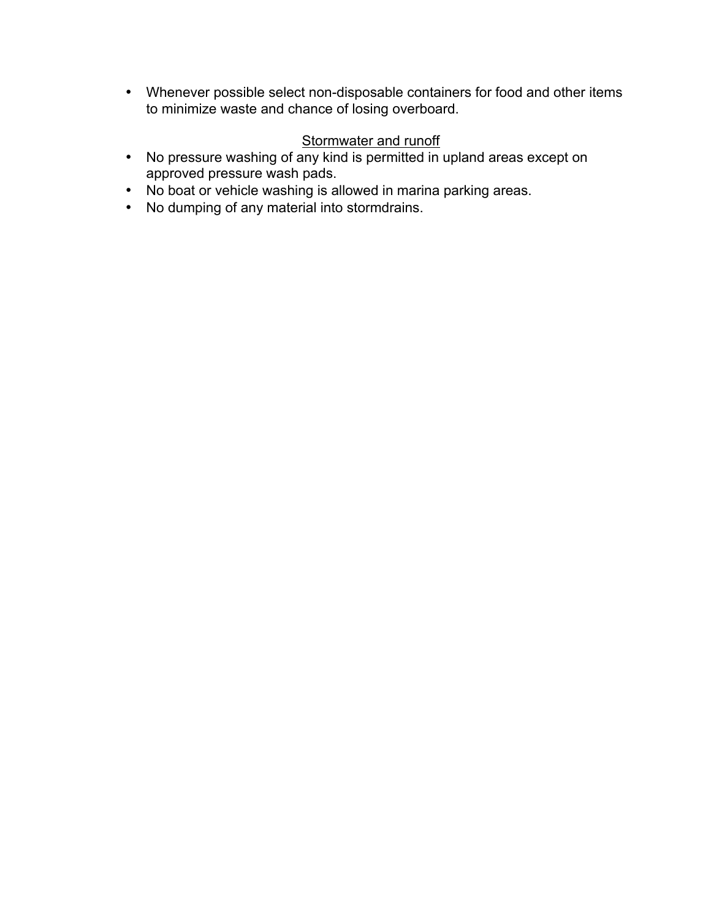- Whenever possible select non-disposable containers for food and other items to minimize waste and chance of losing overboard.

<u>Stormwater and runoff</u>

- No pressure washing of any kind is permitted in upland areas except on approved pressure wash pads.
- No boat or vehicle washing is allowed in marina parking areas.
- No dumping of any material into stormdrains.